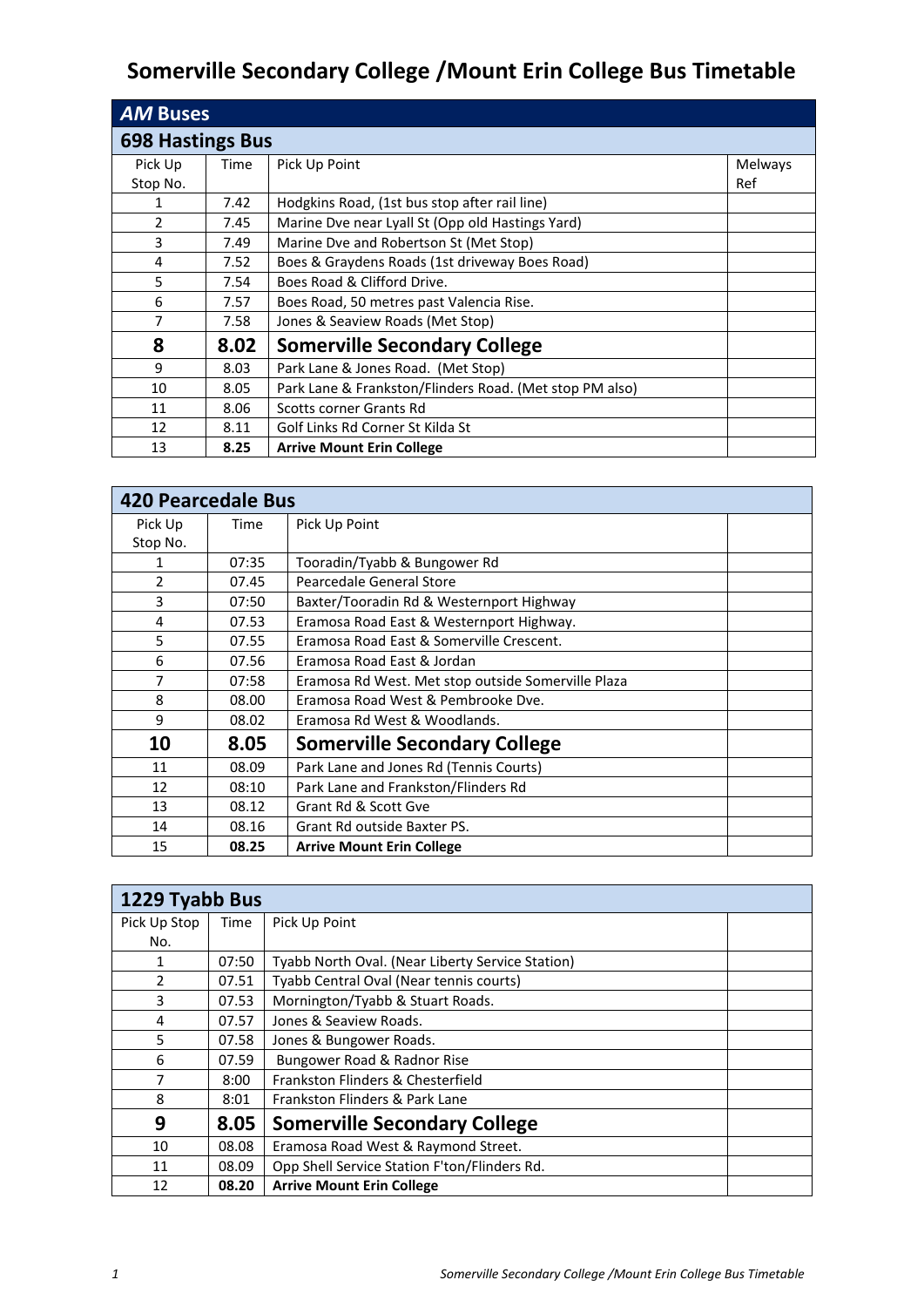# Somerville Secondary College /Mount Erin College Bus Timetable

## *AM* Buses

### 698 Hastings Bus

| Pick Up Stop No. | Time | Pick Up Point | Melways Ref |
|---|---|---|---|
| 1 | 7.42 | Hodgkins Road, (1st bus stop after rail line) | |
| 2 | 7.45 | Marine Dve near Lyall St (Opp old Hastings Yard) | |
| 3 | 7.49 | Marine Dve and Robertson St (Met Stop) | |
| 4 | 7.52 | Boes & Graydens Roads (1st driveway Boes Road) | |
| 5 | 7.54 | Boes Road & Clifford Drive. | |
| 6 | 7.57 | Boes Road, 50 metres past Valencia Rise. | |
| 7 | 7.58 | Jones & Seaview Roads (Met Stop) | |
| **8** | **8.02** | **Somerville Secondary College** | |
| 9 | 8.03 | Park Lane & Jones Road. (Met Stop) | |
| 10 | 8.05 | Park Lane & Frankston/Flinders Road. (Met stop PM also) | |
| 11 | 8.06 | Scotts corner Grants Rd | |
| 12 | 8.11 | Golf Links Rd Corner St Kilda St | |
| 13 | **8.25** | **Arrive Mount Erin College** | |

### 420 Pearcedale Bus

| Pick Up Stop No. | Time | Pick Up Point | |
|---|---|---|---|
| 1 | 07:35 | Tooradin/Tyabb & Bungower Rd | |
| 2 | 07.45 | Pearcedale General Store | |
| 3 | 07:50 | Baxter/Tooradin Rd & Westernport Highway | |
| 4 | 07.53 | Eramosa Road East & Westernport Highway. | |
| 5 | 07.55 | Eramosa Road East & Somerville Crescent. | |
| 6 | 07.56 | Eramosa Road East & Jordan | |
| 7 | 07:58 | Eramosa Rd West. Met stop outside Somerville Plaza | |
| 8 | 08.00 | Eramosa Road West & Pembrooke Dve. | |
| 9 | 08:02 | Eramosa Rd West & Woodlands. | |
| **10** | **8.05** | **Somerville Secondary College** | |
| 11 | 08:09 | Park Lane and Jones Rd (Tennis Courts) | |
| 12 | 08:10 | Park Lane and Frankston/Flinders Rd | |
| 13 | 08.12 | Grant Rd & Scott Gve | |
| 14 | 08.16 | Grant Rd outside Baxter PS. | |
| 15 | **08.25** | **Arrive Mount Erin College** | |

### 1229 Tyabb Bus

| Pick Up Stop No. | Time | Pick Up Point | |
|---|---|---|---|
| 1 | 07:50 | Tyabb North Oval. (Near Liberty Service Station) | |
| 2 | 07.51 | Tyabb Central Oval (Near tennis courts) | |
| 3 | 07.53 | Mornington/Tyabb & Stuart Roads. | |
| 4 | 07.57 | Jones & Seaview Roads. | |
| 5 | 07.58 | Jones & Bungower Roads. | |
| 6 | 07.59 | Bungower Road & Radnor Rise | |
| 7 | 8:00 | Frankston Flinders & Chesterfield | |
| 8 | 8:01 | Frankston Flinders & Park Lane | |
| **9** | **8.05** | **Somerville Secondary College** | |
| 10 | 08.08 | Eramosa Road West & Raymond Street. | |
| 11 | 08.09 | Opp Shell Service Station F'ton/Flinders Rd. | |
| 12 | **08.20** | **Arrive Mount Erin College** | |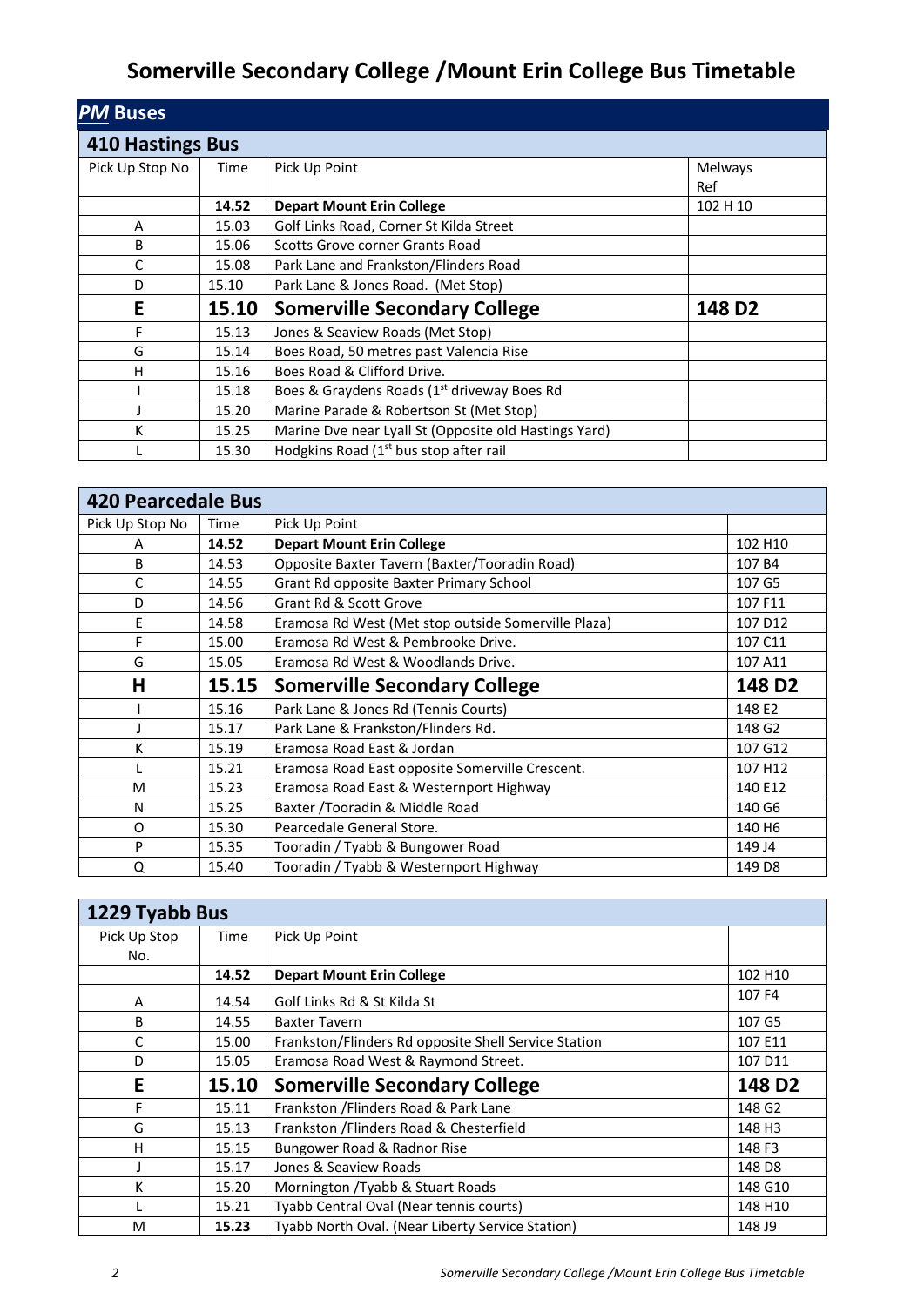# Somerville Secondary College /Mount Erin College Bus Timetable

## *PM* Buses

### 410 Hastings Bus

| Pick Up Stop No | Time | Pick Up Point | Melways Ref |
|---|---|---|---|
| | **14.52** | **Depart Mount Erin College** | 102 H 10 |
| A | 15.03 | Golf Links Road, Corner St Kilda Street | |
| B | 15.06 | Scotts Grove corner Grants Road | |
| C | 15.08 | Park Lane and Frankston/Flinders Road | |
| D | 15.10 | Park Lane & Jones Road. (Met Stop) | |
| **E** | **15.10** | **Somerville Secondary College** | **148 D2** |
| F | 15.13 | Jones & Seaview Roads (Met Stop) | |
| G | 15.14 | Boes Road, 50 metres past Valencia Rise | |
| H | 15.16 | Boes Road & Clifford Drive. | |
| I | 15.18 | Boes & Graydens Roads (1st driveway Boes Rd | |
| J | 15.20 | Marine Parade & Robertson St (Met Stop) | |
| K | 15.25 | Marine Dve near Lyall St (Opposite old Hastings Yard) | |
| L | 15.30 | Hodgkins Road (1st bus stop after rail | |

### 420 Pearcedale Bus

| Pick Up Stop No | Time | Pick Up Point | |
|---|---|---|---|
| A | **14.52** | **Depart Mount Erin College** | 102 H10 |
| B | 14.53 | Opposite Baxter Tavern (Baxter/Tooradin Road) | 107 B4 |
| C | 14.55 | Grant Rd opposite Baxter Primary School | 107 G5 |
| D | 14.56 | Grant Rd & Scott Grove | 107 F11 |
| E | 14.58 | Eramosa Rd West (Met stop outside Somerville Plaza) | 107 D12 |
| F | 15.00 | Eramosa Rd West & Pembrooke Drive. | 107 C11 |
| G | 15.05 | Eramosa Rd West & Woodlands Drive. | 107 A11 |
| **H** | **15.15** | **Somerville Secondary College** | **148 D2** |
| I | 15.16 | Park Lane & Jones Rd (Tennis Courts) | 148 E2 |
| J | 15.17 | Park Lane & Frankston/Flinders Rd. | 148 G2 |
| K | 15.19 | Eramosa Road East & Jordan | 107 G12 |
| L | 15.21 | Eramosa Road East opposite Somerville Crescent. | 107 H12 |
| M | 15.23 | Eramosa Road East & Westernport Highway | 140 E12 |
| N | 15.25 | Baxter /Tooradin & Middle Road | 140 G6 |
| O | 15.30 | Pearcedale General Store. | 140 H6 |
| P | 15.35 | Tooradin / Tyabb & Bungower Road | 149 J4 |
| Q | 15.40 | Tooradin / Tyabb & Westernport Highway | 149 D8 |

### 1229 Tyabb Bus

| Pick Up Stop No. | Time | Pick Up Point | |
|---|---|---|---|
| | **14.52** | **Depart Mount Erin College** | 102 H10 |
| A | 14.54 | Golf Links Rd & St Kilda St | 107 F4 |
| B | 14.55 | Baxter Tavern | 107 G5 |
| C | 15.00 | Frankston/Flinders Rd opposite Shell Service Station | 107 E11 |
| D | 15.05 | Eramosa Road West & Raymond Street. | 107 D11 |
| **E** | **15.10** | **Somerville Secondary College** | **148 D2** |
| F | 15.11 | Frankston /Flinders Road & Park Lane | 148 G2 |
| G | 15.13 | Frankston /Flinders Road & Chesterfield | 148 H3 |
| H | 15.15 | Bungower Road & Radnor Rise | 148 F3 |
| J | 15.17 | Jones & Seaview Roads | 148 D8 |
| K | 15.20 | Mornington /Tyabb & Stuart Roads | 148 G10 |
| L | 15.21 | Tyabb Central Oval (Near tennis courts) | 148 H10 |
| M | **15.23** | Tyabb North Oval. (Near Liberty Service Station) | 148 J9 |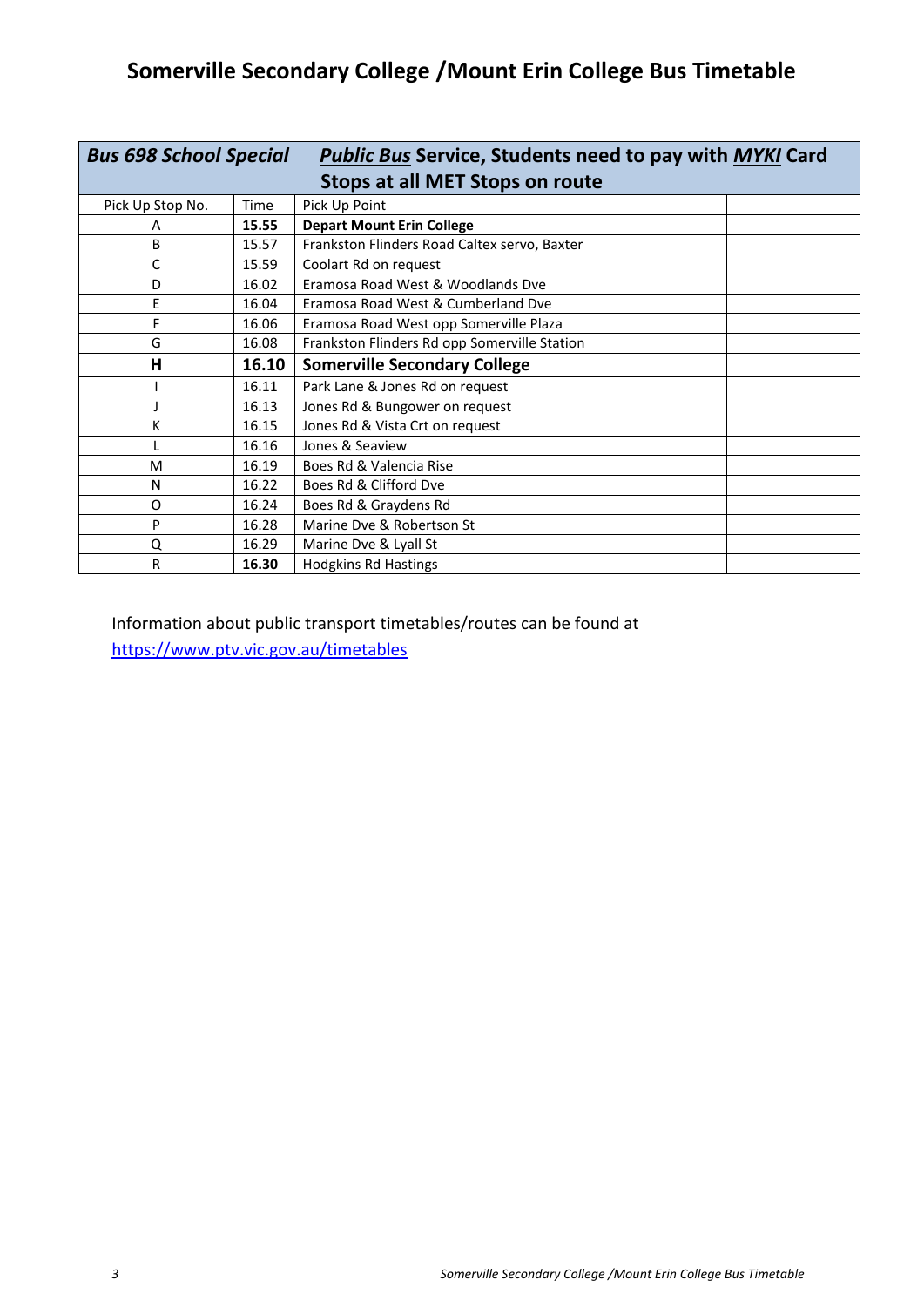# Somerville Secondary College /Mount Erin College Bus Timetable

| ***Bus 698 School Special*** | | ***Public Bus*** **Service, Students need to pay with** ***MYKI*** **Card Stops at all MET Stops on route** | |
|---|---|---|---|
| Pick Up Stop No. | Time | Pick Up Point | |
| A | **15.55** | **Depart Mount Erin College** | |
| B | 15.57 | Frankston Flinders Road Caltex servo, Baxter | |
| C | 15.59 | Coolart Rd on request | |
| D | 16.02 | Eramosa Road West & Woodlands Dve | |
| E | 16.04 | Eramosa Road West & Cumberland Dve | |
| F | 16.06 | Eramosa Road West opp Somerville Plaza | |
| G | 16.08 | Frankston Flinders Rd opp Somerville Station | |
| **H** | **16.10** | **Somerville Secondary College** | |
| I | 16.11 | Park Lane & Jones Rd on request | |
| J | 16.13 | Jones Rd & Bungower on request | |
| K | 16.15 | Jones Rd & Vista Crt on request | |
| L | 16.16 | Jones & Seaview | |
| M | 16.19 | Boes Rd & Valencia Rise | |
| N | 16.22 | Boes Rd & Clifford Dve | |
| O | 16.24 | Boes Rd & Graydens Rd | |
| P | 16.28 | Marine Dve & Robertson St | |
| Q | 16.29 | Marine Dve & Lyall St | |
| R | **16.30** | Hodgkins Rd Hastings | |

Information about public transport timetables/routes can be found at https://www.ptv.vic.gov.au/timetables